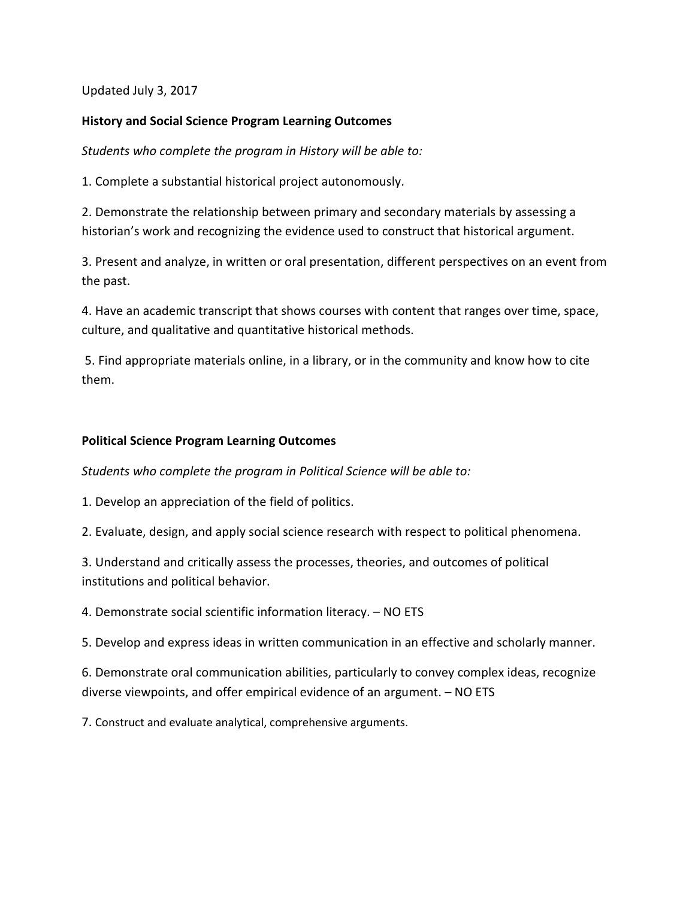Updated July 3, 2017

**History and Social Science Program Learning Outcomes**

*Students who complete the program in History will be able to:*

1. Complete a substantial historical project autonomously.

2. Demonstrate the relationship between primary and secondary materials by assessing a historian's work and recognizing the evidence used to construct that historical argument.

3. Present and analyze, in written or oral presentation, different perspectives on an event from the past.

4. Have an academic transcript that shows courses with content that ranges over time, space, culture, and qualitative and quantitative historical methods.

5. Find appropriate materials online, in a library, or in the community and know how to cite them.

**Political Science Program Learning Outcomes**

*Students who complete the program in Political Science will be able to:*

1. Develop an appreciation of the field of politics.

2. Evaluate, design, and apply social science research with respect to political phenomena.

3. Understand and critically assess the processes, theories, and outcomes of political institutions and political behavior.

4. Demonstrate social scientific information literacy. – NO ETS

5. Develop and express ideas in written communication in an effective and scholarly manner.

6. Demonstrate oral communication abilities, particularly to convey complex ideas, recognize diverse viewpoints, and offer empirical evidence of an argument. – NO ETS

7. Construct and evaluate analytical, comprehensive arguments.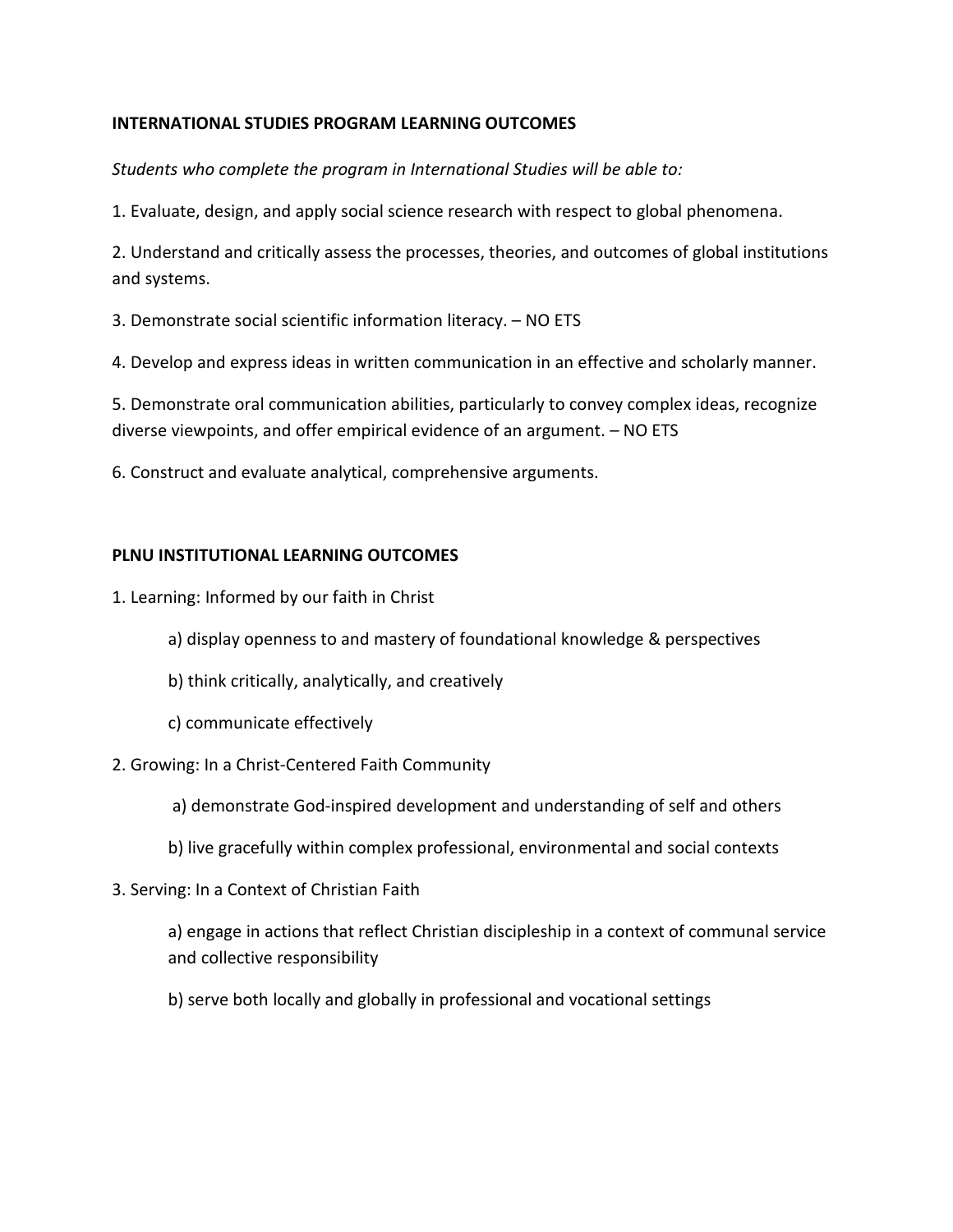**INTERNATIONAL STUDIES PROGRAM LEARNING OUTCOMES**

*Students who complete the program in International Studies will be able to:*

1. Evaluate, design, and apply social science research with respect to global phenomena.

2. Understand and critically assess the processes, theories, and outcomes of global institutions and systems.

3. Demonstrate social scientific information literacy. – NO ETS

4. Develop and express ideas in written communication in an effective and scholarly manner.

5. Demonstrate oral communication abilities, particularly to convey complex ideas, recognize diverse viewpoints, and offer empirical evidence of an argument. – NO ETS

6. Construct and evaluate analytical, comprehensive arguments.

**PLNU INSTITUTIONAL LEARNING OUTCOMES**

1. Learning: Informed by our faith in Christ

    a) display openness to and mastery of foundational knowledge & perspectives

    b) think critically, analytically, and creatively

    c) communicate effectively

2. Growing: In a Christ-Centered Faith Community

    a) demonstrate God-inspired development and understanding of self and others

    b) live gracefully within complex professional, environmental and social contexts

3. Serving: In a Context of Christian Faith

    a) engage in actions that reflect Christian discipleship in a context of communal service and collective responsibility

    b) serve both locally and globally in professional and vocational settings